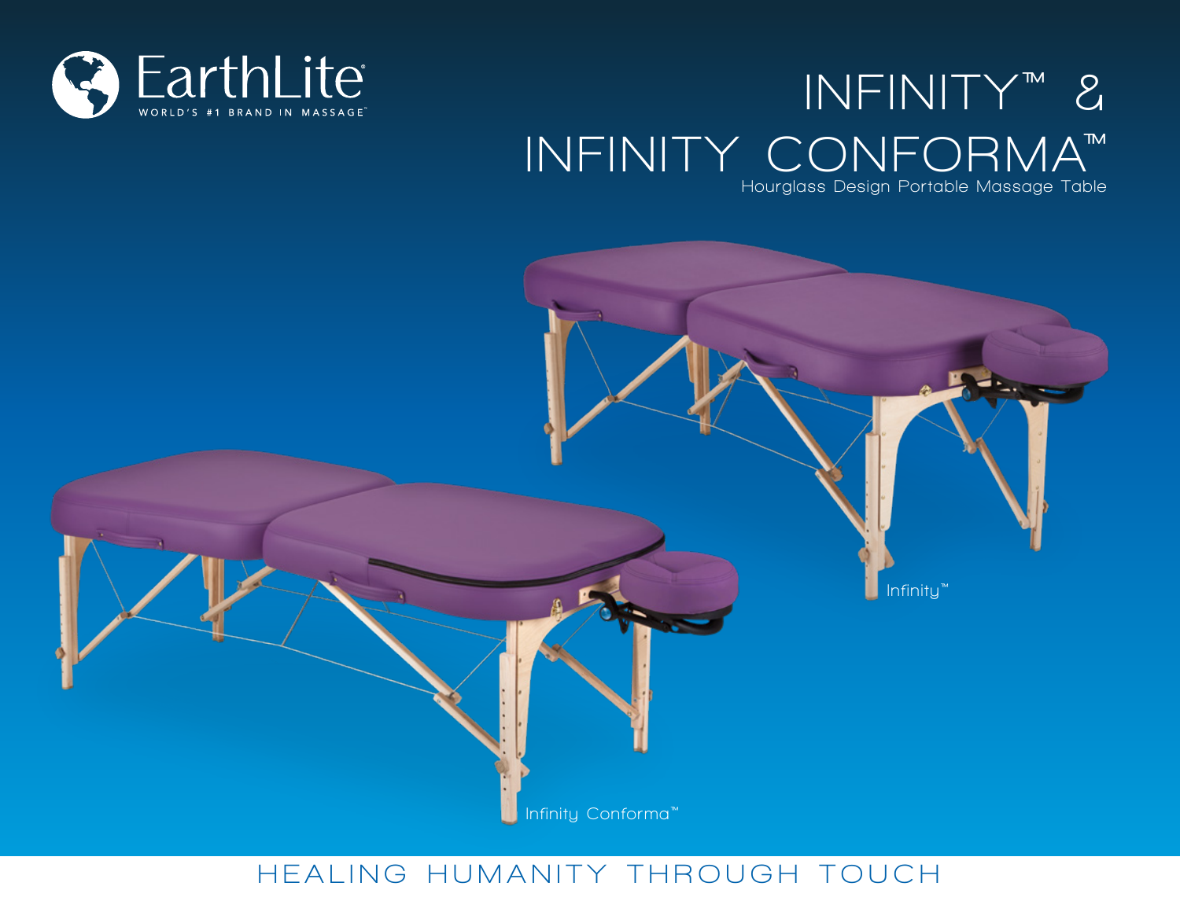EarthLite®

WORLD'S #1 BRAND IN MASSAGE™

# INFINITY™ & INFINITY CONFORMA™

Hourglass Design Portable Massage Table

Infinity™

Infinity Conforma™

HEALING HUMANITY THROUGH TOUCH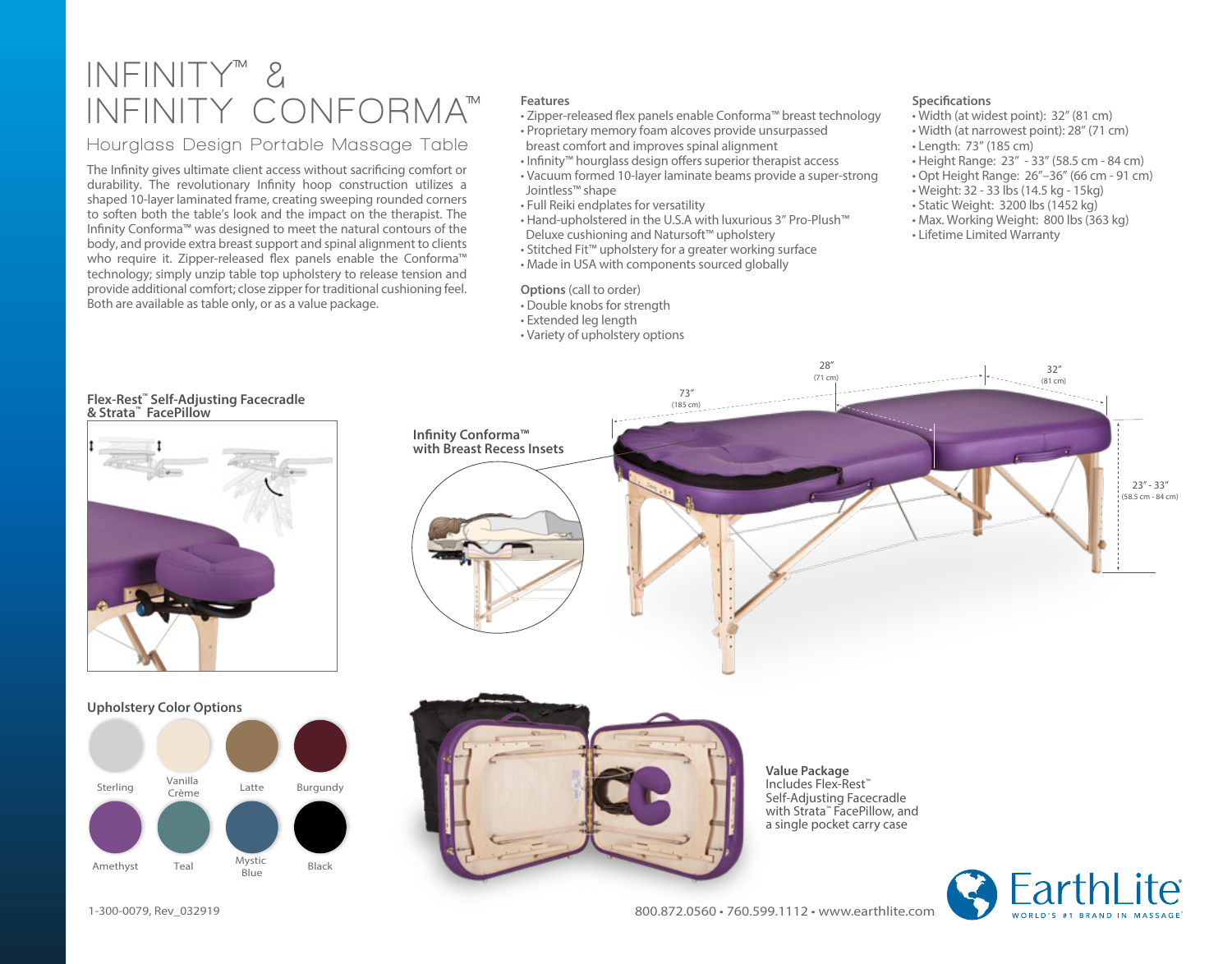# INFINITY™ & INFINITY CONFORMA™

## Hourglass Design Portable Massage Table

The Infinity gives ultimate client access without sacrificing comfort or durability. The revolutionary Infinity hoop construction utilizes a shaped 10-layer laminated frame, creating sweeping rounded corners to soften both the table's look and the impact on the therapist. The Infinity Conforma™ was designed to meet the natural contours of the body, and provide extra breast support and spinal alignment to clients who require it. Zipper-released flex panels enable the Conforma™ technology; simply unzip table top upholstery to release tension and provide additional comfort; close zipper for traditional cushioning feel. Both are available as table only, or as a value package.

**Features**

- Zipper-released flex panels enable Conforma™ breast technology
- Proprietary memory foam alcoves provide unsurpassed breast comfort and improves spinal alignment
- Infinity™ hourglass design offers superior therapist access
- Vacuum formed 10-layer laminate beams provide a super-strong Jointless™ shape
- Full Reiki endplates for versatility
- Hand-upholstered in the U.S.A with luxurious 3" Pro-Plush™ Deluxe cushioning and Natursoft™ upholstery
- Stitched Fit™ upholstery for a greater working surface
- Made in USA with components sourced globally

**Options** (call to order)

- Double knobs for strength
- Extended leg length
- Variety of upholstery options

**Specifications**

- Width (at widest point): 32" (81 cm)
- Width (at narrowest point): 28" (71 cm)
- Length: 73" (185 cm)
- Height Range: 23" - 33" (58.5 cm - 84 cm)
- Opt Height Range: 26"–36" (66 cm - 91 cm)
- Weight: 32 - 33 lbs (14.5 kg - 15kg)
- Static Weight: 3200 lbs (1452 kg)
- Max. Working Weight: 800 lbs (363 kg)
- Lifetime Limited Warranty

**Flex-Rest™ Self-Adjusting Facecradle & Strata™ FacePillow**

**Infinity Conforma™ with Breast Recess Insets**

28" (71 cm)

32" (81 cm)

73" (185 cm)

23" - 33" (58.5 cm - 84 cm)

**Upholstery Color Options**

Sterling, Vanilla Crème, Latte, Burgundy, Amethyst, Teal, Mystic Blue, Black

**Value Package**
Includes Flex-Rest™ Self-Adjusting Facecradle with Strata™ FacePillow, and a single pocket carry case

EarthLite
WORLD'S #1 BRAND IN MASSAGE

1-300-0079, Rev_032919

800.872.0560 • 760.599.1112 • www.earthlite.com